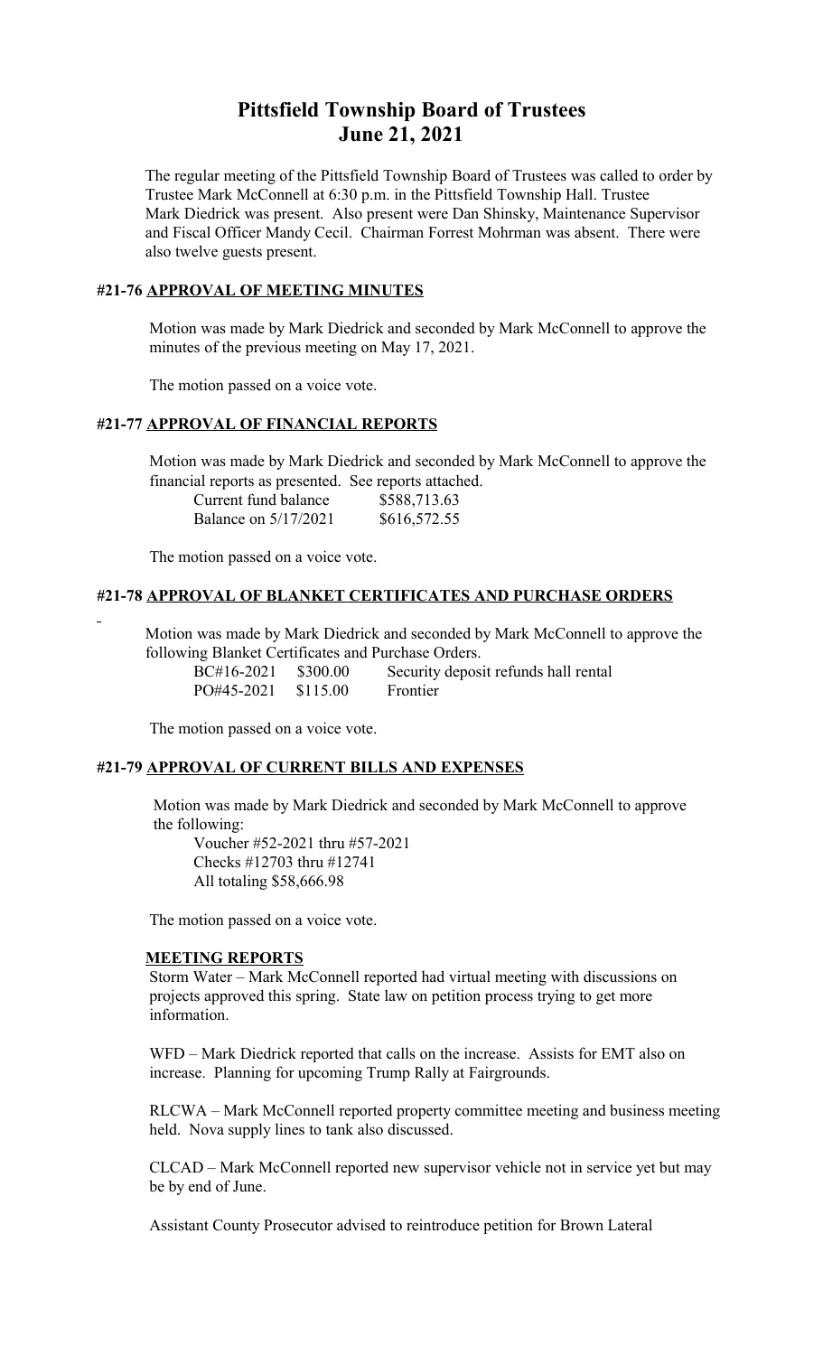# Pittsfield Township Board of Trustees
# June 21, 2021

The regular meeting of the Pittsfield Township Board of Trustees was called to order by Trustee Mark McConnell at 6:30 p.m. in the Pittsfield Township Hall. Trustee Mark Diedrick was present. Also present were Dan Shinsky, Maintenance Supervisor and Fiscal Officer Mandy Cecil. Chairman Forrest Mohrman was absent. There were also twelve guests present.

## #21-76 APPROVAL OF MEETING MINUTES

Motion was made by Mark Diedrick and seconded by Mark McConnell to approve the minutes of the previous meeting on May 17, 2021.

The motion passed on a voice vote.

## #21-77 APPROVAL OF FINANCIAL REPORTS

Motion was made by Mark Diedrick and seconded by Mark McConnell to approve the financial reports as presented. See reports attached.

| | |
|---|---|
| Current fund balance | $588,713.63 |
| Balance on 5/17/2021 | $616,572.55 |

The motion passed on a voice vote.

## #21-78 APPROVAL OF BLANKET CERTIFICATES AND PURCHASE ORDERS

Motion was made by Mark Diedrick and seconded by Mark McConnell to approve the following Blanket Certificates and Purchase Orders.

| | | |
|---|---|---|
| BC#16-2021 | $300.00 | Security deposit refunds hall rental |
| PO#45-2021 | $115.00 | Frontier |

The motion passed on a voice vote.

## #21-79 APPROVAL OF CURRENT BILLS AND EXPENSES

Motion was made by Mark Diedrick and seconded by Mark McConnell to approve the following:

Voucher #52-2021 thru #57-2021
Checks #12703 thru #12741
All totaling $58,666.98

The motion passed on a voice vote.

## MEETING REPORTS

Storm Water – Mark McConnell reported had virtual meeting with discussions on projects approved this spring. State law on petition process trying to get more information.

WFD – Mark Diedrick reported that calls on the increase. Assists for EMT also on increase. Planning for upcoming Trump Rally at Fairgrounds.

RLCWA – Mark McConnell reported property committee meeting and business meeting held. Nova supply lines to tank also discussed.

CLCAD – Mark McConnell reported new supervisor vehicle not in service yet but may be by end of June.

Assistant County Prosecutor advised to reintroduce petition for Brown Lateral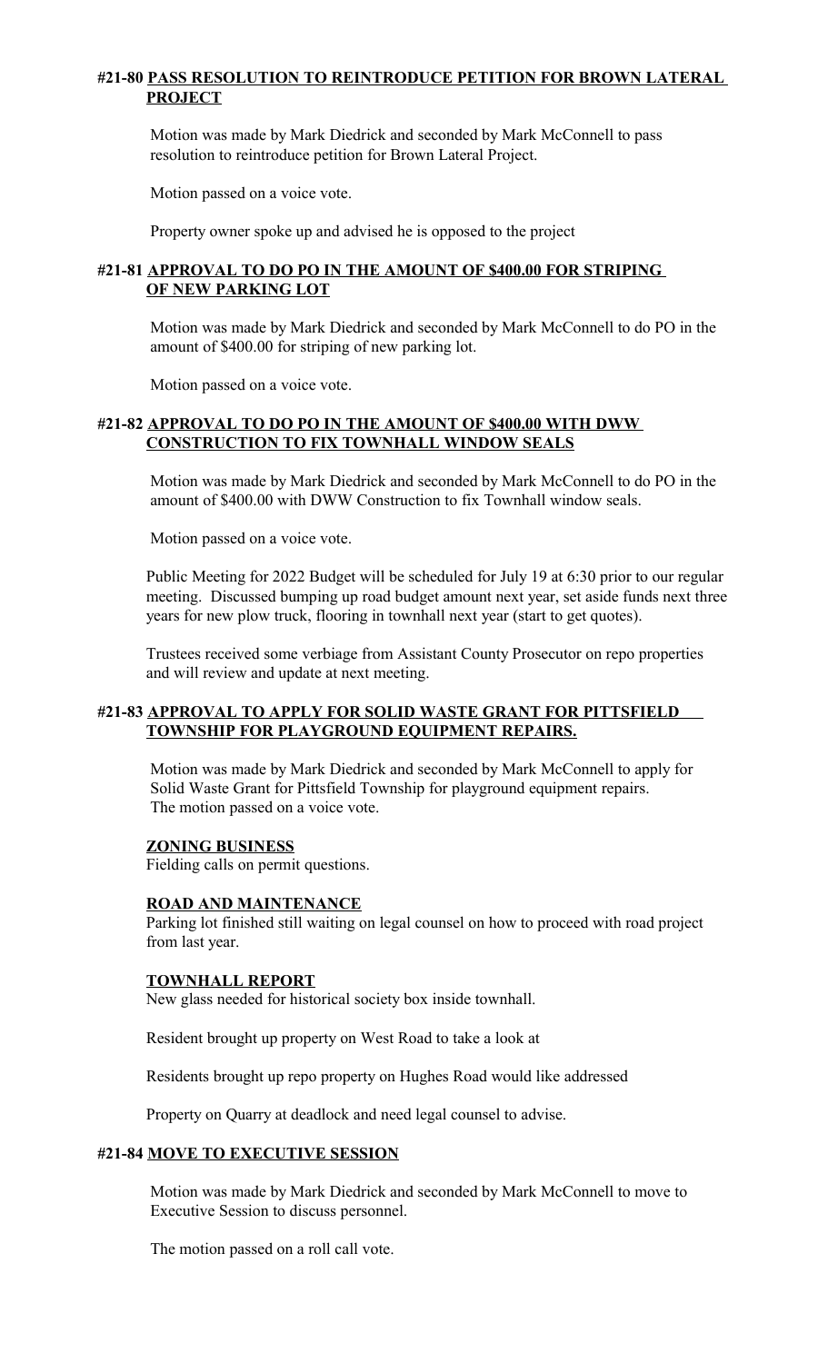#### #21-80 **PASS RESOLUTION TO REINTRODUCE PETITION FOR BROWN LATERAL PROJECT**

Motion was made by Mark Diedrick and seconded by Mark McConnell to pass resolution to reintroduce petition for Brown Lateral Project.

Motion passed on a voice vote.

Property owner spoke up and advised he is opposed to the project

#### #21-81 **APPROVAL TO DO PO IN THE AMOUNT OF $400.00 FOR STRIPING OF NEW PARKING LOT**

Motion was made by Mark Diedrick and seconded by Mark McConnell to do PO in the amount of $400.00 for striping of new parking lot.

Motion passed on a voice vote.

#### #21-82 **APPROVAL TO DO PO IN THE AMOUNT OF $400.00 WITH DWW CONSTRUCTION TO FIX TOWNHALL WINDOW SEALS**

Motion was made by Mark Diedrick and seconded by Mark McConnell to do PO in the amount of $400.00 with DWW Construction to fix Townhall window seals.

Motion passed on a voice vote.

Public Meeting for 2022 Budget will be scheduled for July 19 at 6:30 prior to our regular meeting. Discussed bumping up road budget amount next year, set aside funds next three years for new plow truck, flooring in townhall next year (start to get quotes).

Trustees received some verbiage from Assistant County Prosecutor on repo properties and will review and update at next meeting.

#### #21-83 **APPROVAL TO APPLY FOR SOLID WASTE GRANT FOR PITTSFIELD TOWNSHIP FOR PLAYGROUND EQUIPMENT REPAIRS.**

Motion was made by Mark Diedrick and seconded by Mark McConnell to apply for Solid Waste Grant for Pittsfield Township for playground equipment repairs.
The motion passed on a voice vote.

**ZONING BUSINESS**
Fielding calls on permit questions.

**ROAD AND MAINTENANCE**
Parking lot finished still waiting on legal counsel on how to proceed with road project from last year.

**TOWNHALL REPORT**
New glass needed for historical society box inside townhall.

Resident brought up property on West Road to take a look at

Residents brought up repo property on Hughes Road would like addressed

Property on Quarry at deadlock and need legal counsel to advise.

#### #21-84 **MOVE TO EXECUTIVE SESSION**

Motion was made by Mark Diedrick and seconded by Mark McConnell to move to Executive Session to discuss personnel.

The motion passed on a roll call vote.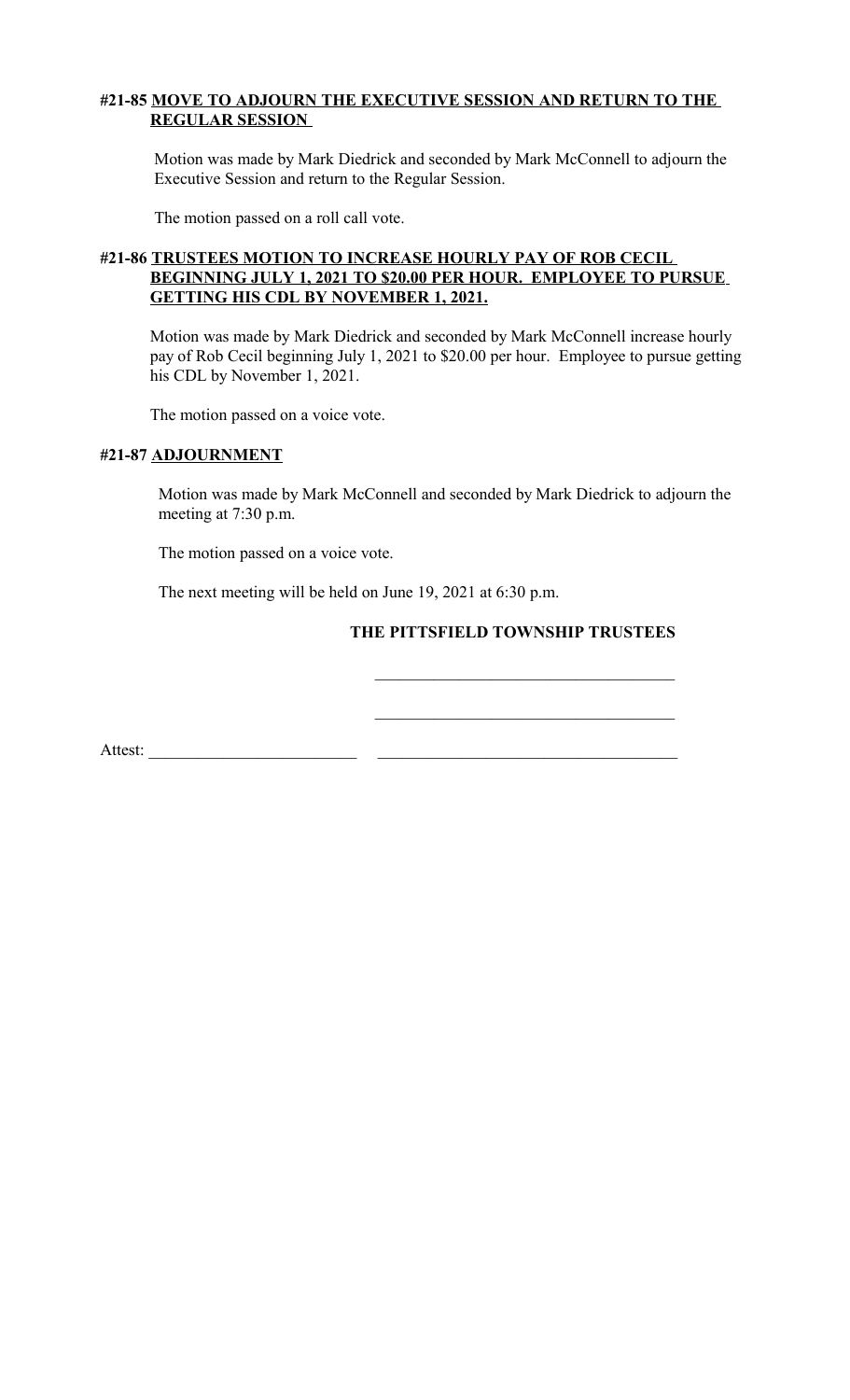**#21-85 <u>MOVE TO ADJOURN THE EXECUTIVE SESSION AND RETURN TO THE REGULAR SESSION</u>**

Motion was made by Mark Diedrick and seconded by Mark McConnell to adjourn the Executive Session and return to the Regular Session.

The motion passed on a roll call vote.

**#21-86 <u>TRUSTEES MOTION TO INCREASE HOURLY PAY OF ROB CECIL BEGINNING JULY 1, 2021 TO $20.00 PER HOUR. EMPLOYEE TO PURSUE GETTING HIS CDL BY NOVEMBER 1, 2021.</u>**

Motion was made by Mark Diedrick and seconded by Mark McConnell increase hourly pay of Rob Cecil beginning July 1, 2021 to $20.00 per hour. Employee to pursue getting his CDL by November 1, 2021.

The motion passed on a voice vote.

**#21-87 <u>ADJOURNMENT</u>**

Motion was made by Mark McConnell and seconded by Mark Diedrick to adjourn the meeting at 7:30 p.m.

The motion passed on a voice vote.

The next meeting will be held on June 19, 2021 at 6:30 p.m.

**THE PITTSFIELD TOWNSHIP TRUSTEES**

___________________________________

___________________________________

Attest: _________________________ ___________________________________